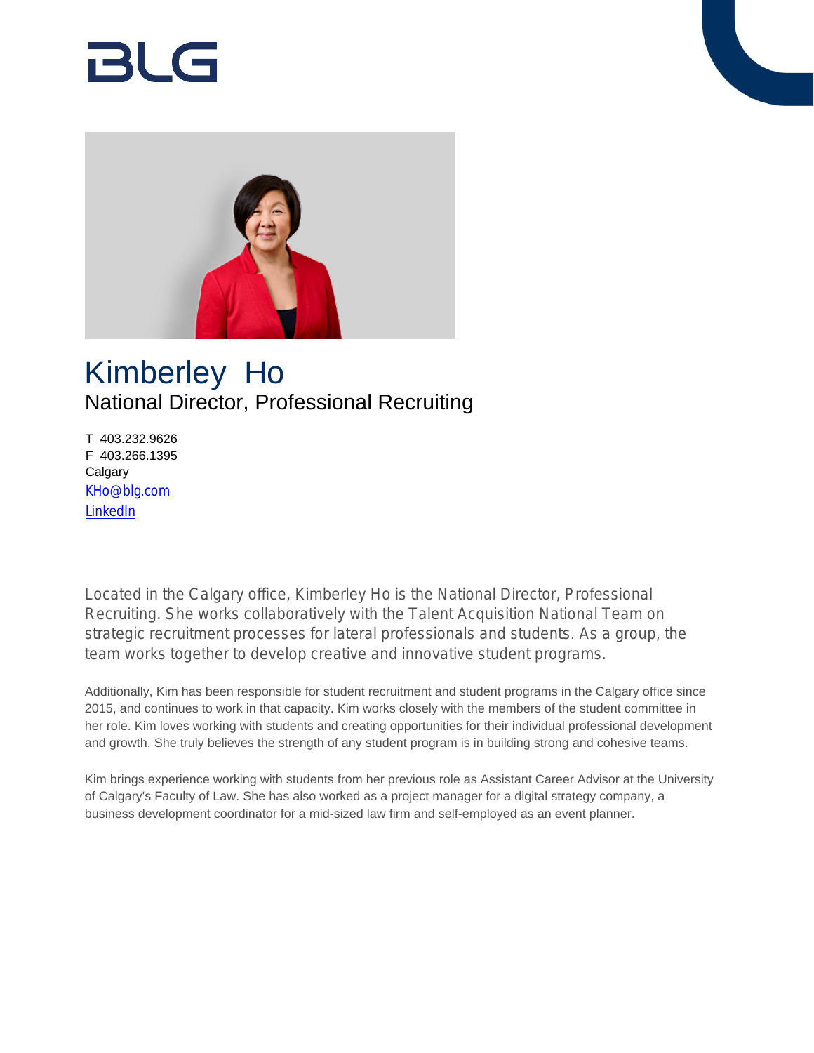# Kimberley Ho

## National Director, Professional Recruiting

T 403.232.9626
F 403.266.1395
Calgary
KHo@blg.com
LinkedIn

Located in the Calgary office, Kimberley Ho is the National Director, Professional Recruiting. She works collaboratively with the Talent Acquisition National Team on strategic recruitment processes for lateral professionals and students. As a group, the team works together to develop creative and innovative student programs.

Additionally, Kim has been responsible for student recruitment and student programs in the Calgary office since 2015, and continues to work in that capacity. Kim works closely with the members of the student committee in her role. Kim loves working with students and creating opportunities for their individual professional development and growth. She truly believes the strength of any student program is in building strong and cohesive teams.

Kim brings experience working with students from her previous role as Assistant Career Advisor at the University of Calgary's Faculty of Law. She has also worked as a project manager for a digital strategy company, a business development coordinator for a mid-sized law firm and self-employed as an event planner.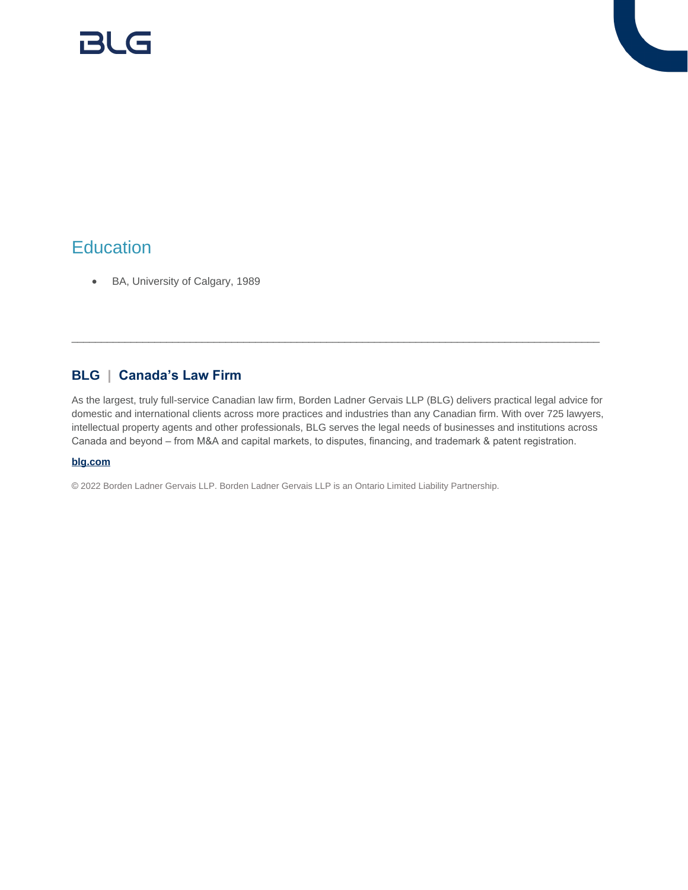## Education

- BA, University of Calgary, 1989

---

### BLG | Canada's Law Firm

As the largest, truly full-service Canadian law firm, Borden Ladner Gervais LLP (BLG) delivers practical legal advice for domestic and international clients across more practices and industries than any Canadian firm. With over 725 lawyers, intellectual property agents and other professionals, BLG serves the legal needs of businesses and institutions across Canada and beyond – from M&A and capital markets, to disputes, financing, and trademark & patent registration.

**blg.com**

© 2022 Borden Ladner Gervais LLP. Borden Ladner Gervais LLP is an Ontario Limited Liability Partnership.